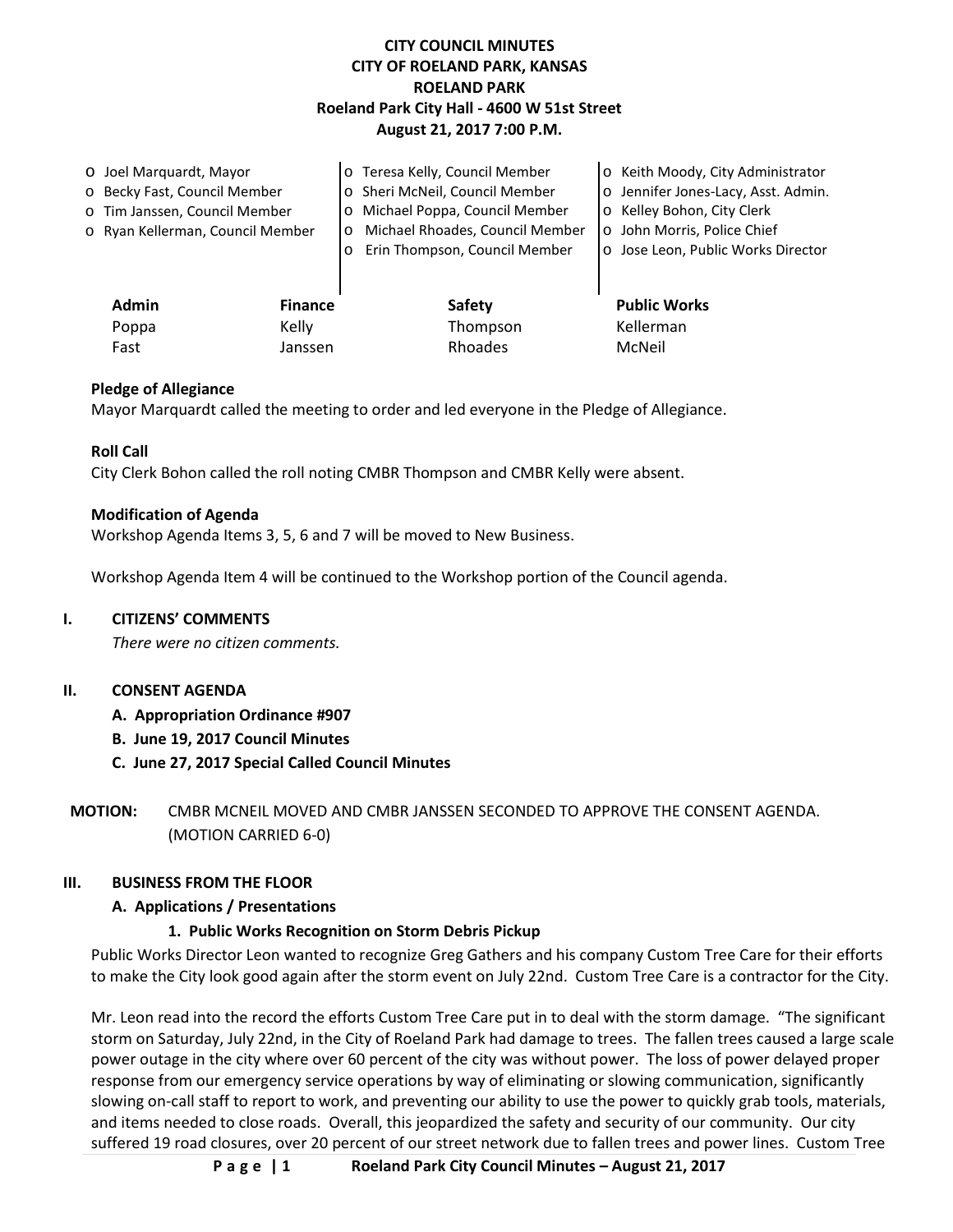# CITY COUNCIL MINUTES
## CITY OF ROELAND PARK, KANSAS
## ROELAND PARK
### Roeland Park City Hall - 4600 W 51st Street
### August 21, 2017 7:00 P.M.

- Joel Marquardt, Mayor
- Becky Fast, Council Member
- Tim Janssen, Council Member
- Ryan Kellerman, Council Member
- Teresa Kelly, Council Member
- Sheri McNeil, Council Member
- Michael Poppa, Council Member
- Michael Rhoades, Council Member
- Erin Thompson, Council Member
- Keith Moody, City Administrator
- Jennifer Jones-Lacy, Asst. Admin.
- Kelley Bohon, City Clerk
- John Morris, Police Chief
- Jose Leon, Public Works Director

| Admin | Finance | Safety | Public Works |
|---|---|---|---|
| Poppa | Kelly | Thompson | Kellerman |
| Fast | Janssen | Rhoades | McNeil |

**Pledge of Allegiance**
Mayor Marquardt called the meeting to order and led everyone in the Pledge of Allegiance.

**Roll Call**
City Clerk Bohon called the roll noting CMBR Thompson and CMBR Kelly were absent.

**Modification of Agenda**
Workshop Agenda Items 3, 5, 6 and 7 will be moved to New Business.

Workshop Agenda Item 4 will be continued to the Workshop portion of the Council agenda.

## I. CITIZENS' COMMENTS

*There were no citizen comments.*

## II. CONSENT AGENDA

- **A. Appropriation Ordinance #907**
- **B. June 19, 2017 Council Minutes**
- **C. June 27, 2017 Special Called Council Minutes**

**MOTION:** CMBR MCNEIL MOVED AND CMBR JANSSEN SECONDED TO APPROVE THE CONSENT AGENDA. (MOTION CARRIED 6-0)

## III. BUSINESS FROM THE FLOOR

### A. Applications / Presentations

#### 1. Public Works Recognition on Storm Debris Pickup

Public Works Director Leon wanted to recognize Greg Gathers and his company Custom Tree Care for their efforts to make the City look good again after the storm event on July 22nd. Custom Tree Care is a contractor for the City.

Mr. Leon read into the record the efforts Custom Tree Care put in to deal with the storm damage. "The significant storm on Saturday, July 22nd, in the City of Roeland Park had damage to trees. The fallen trees caused a large scale power outage in the city where over 60 percent of the city was without power. The loss of power delayed proper response from our emergency service operations by way of eliminating or slowing communication, significantly slowing on-call staff to report to work, and preventing our ability to use the power to quickly grab tools, materials, and items needed to close roads. Overall, this jeopardized the safety and security of our community. Our city suffered 19 road closures, over 20 percent of our street network due to fallen trees and power lines. Custom Tree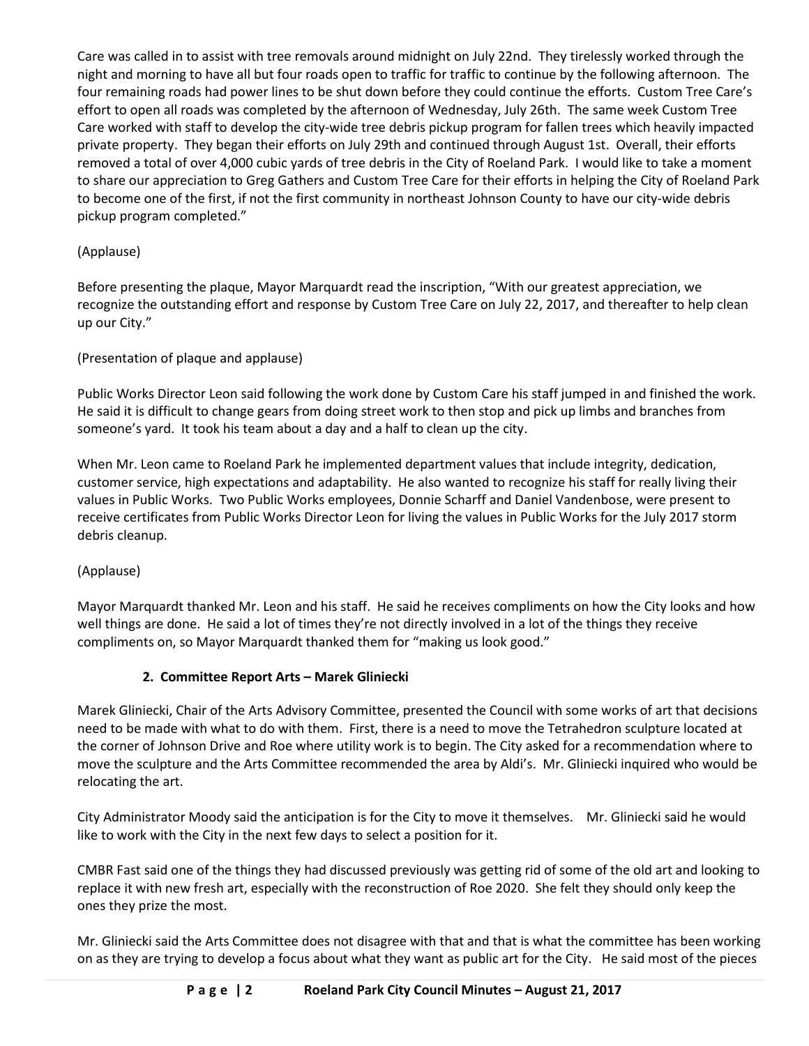Care was called in to assist with tree removals around midnight on July 22nd. They tirelessly worked through the night and morning to have all but four roads open to traffic for traffic to continue by the following afternoon. The four remaining roads had power lines to be shut down before they could continue the efforts. Custom Tree Care's effort to open all roads was completed by the afternoon of Wednesday, July 26th. The same week Custom Tree Care worked with staff to develop the city-wide tree debris pickup program for fallen trees which heavily impacted private property. They began their efforts on July 29th and continued through August 1st. Overall, their efforts removed a total of over 4,000 cubic yards of tree debris in the City of Roeland Park. I would like to take a moment to share our appreciation to Greg Gathers and Custom Tree Care for their efforts in helping the City of Roeland Park to become one of the first, if not the first community in northeast Johnson County to have our city-wide debris pickup program completed."

(Applause)

Before presenting the plaque, Mayor Marquardt read the inscription, "With our greatest appreciation, we recognize the outstanding effort and response by Custom Tree Care on July 22, 2017, and thereafter to help clean up our City."

(Presentation of plaque and applause)

Public Works Director Leon said following the work done by Custom Care his staff jumped in and finished the work. He said it is difficult to change gears from doing street work to then stop and pick up limbs and branches from someone's yard. It took his team about a day and a half to clean up the city.

When Mr. Leon came to Roeland Park he implemented department values that include integrity, dedication, customer service, high expectations and adaptability. He also wanted to recognize his staff for really living their values in Public Works. Two Public Works employees, Donnie Scharff and Daniel Vandenbose, were present to receive certificates from Public Works Director Leon for living the values in Public Works for the July 2017 storm debris cleanup.

(Applause)

Mayor Marquardt thanked Mr. Leon and his staff. He said he receives compliments on how the City looks and how well things are done. He said a lot of times they're not directly involved in a lot of the things they receive compliments on, so Mayor Marquardt thanked them for "making us look good."

**2. Committee Report Arts – Marek Gliniecki**

Marek Gliniecki, Chair of the Arts Advisory Committee, presented the Council with some works of art that decisions need to be made with what to do with them. First, there is a need to move the Tetrahedron sculpture located at the corner of Johnson Drive and Roe where utility work is to begin. The City asked for a recommendation where to move the sculpture and the Arts Committee recommended the area by Aldi's. Mr. Gliniecki inquired who would be relocating the art.

City Administrator Moody said the anticipation is for the City to move it themselves. Mr. Gliniecki said he would like to work with the City in the next few days to select a position for it.

CMBR Fast said one of the things they had discussed previously was getting rid of some of the old art and looking to replace it with new fresh art, especially with the reconstruction of Roe 2020. She felt they should only keep the ones they prize the most.

Mr. Gliniecki said the Arts Committee does not disagree with that and that is what the committee has been working on as they are trying to develop a focus about what they want as public art for the City. He said most of the pieces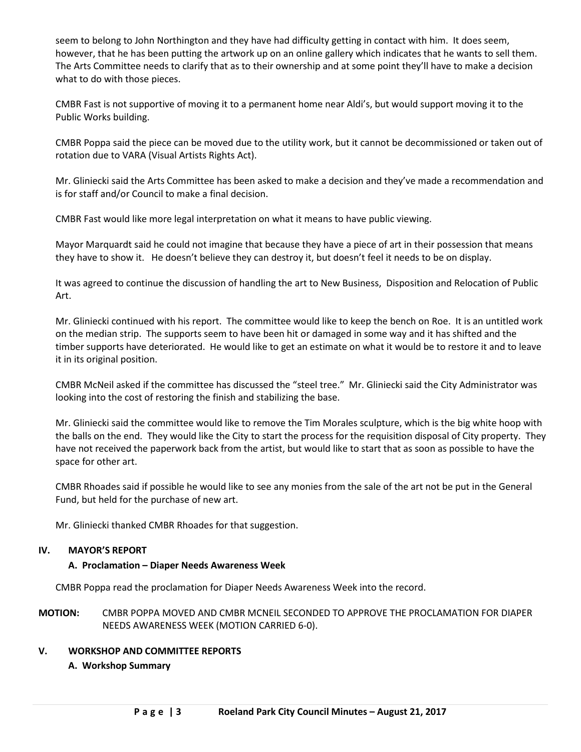seem to belong to John Northington and they have had difficulty getting in contact with him. It does seem, however, that he has been putting the artwork up on an online gallery which indicates that he wants to sell them. The Arts Committee needs to clarify that as to their ownership and at some point they'll have to make a decision what to do with those pieces.

CMBR Fast is not supportive of moving it to a permanent home near Aldi's, but would support moving it to the Public Works building.

CMBR Poppa said the piece can be moved due to the utility work, but it cannot be decommissioned or taken out of rotation due to VARA (Visual Artists Rights Act).

Mr. Gliniecki said the Arts Committee has been asked to make a decision and they've made a recommendation and is for staff and/or Council to make a final decision.

CMBR Fast would like more legal interpretation on what it means to have public viewing.

Mayor Marquardt said he could not imagine that because they have a piece of art in their possession that means they have to show it. He doesn't believe they can destroy it, but doesn't feel it needs to be on display.

It was agreed to continue the discussion of handling the art to New Business, Disposition and Relocation of Public Art.

Mr. Gliniecki continued with his report. The committee would like to keep the bench on Roe. It is an untitled work on the median strip. The supports seem to have been hit or damaged in some way and it has shifted and the timber supports have deteriorated. He would like to get an estimate on what it would be to restore it and to leave it in its original position.

CMBR McNeil asked if the committee has discussed the "steel tree." Mr. Gliniecki said the City Administrator was looking into the cost of restoring the finish and stabilizing the base.

Mr. Gliniecki said the committee would like to remove the Tim Morales sculpture, which is the big white hoop with the balls on the end. They would like the City to start the process for the requisition disposal of City property. They have not received the paperwork back from the artist, but would like to start that as soon as possible to have the space for other art.

CMBR Rhoades said if possible he would like to see any monies from the sale of the art not be put in the General Fund, but held for the purchase of new art.

Mr. Gliniecki thanked CMBR Rhoades for that suggestion.

## IV. MAYOR'S REPORT

### A. Proclamation – Diaper Needs Awareness Week

CMBR Poppa read the proclamation for Diaper Needs Awareness Week into the record.

**MOTION:** CMBR POPPA MOVED AND CMBR MCNEIL SECONDED TO APPROVE THE PROCLAMATION FOR DIAPER NEEDS AWARENESS WEEK (MOTION CARRIED 6-0).

## V. WORKSHOP AND COMMITTEE REPORTS

### A. Workshop Summary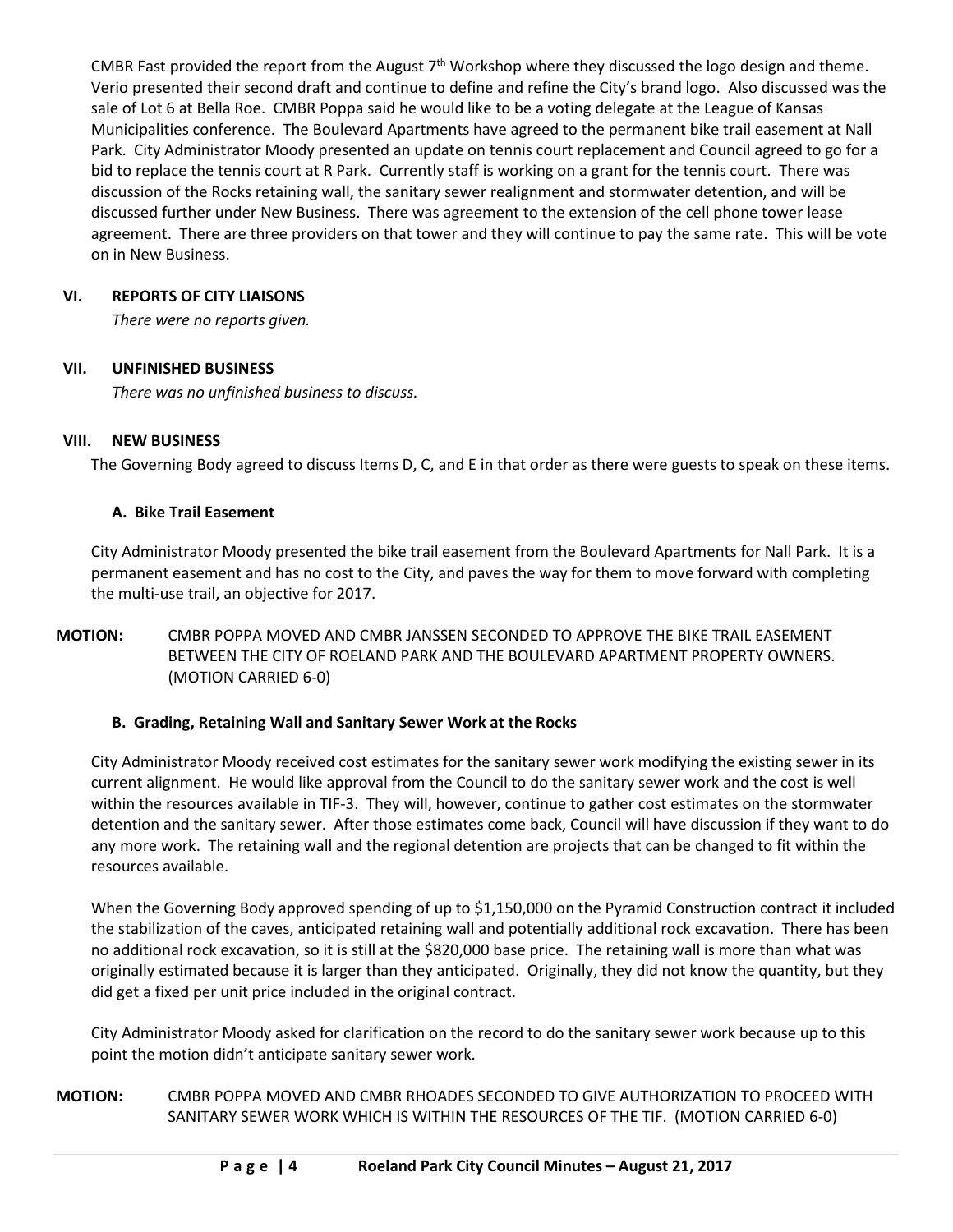CMBR Fast provided the report from the August 7th Workshop where they discussed the logo design and theme. Verio presented their second draft and continue to define and refine the City's brand logo. Also discussed was the sale of Lot 6 at Bella Roe. CMBR Poppa said he would like to be a voting delegate at the League of Kansas Municipalities conference. The Boulevard Apartments have agreed to the permanent bike trail easement at Nall Park. City Administrator Moody presented an update on tennis court replacement and Council agreed to go for a bid to replace the tennis court at R Park. Currently staff is working on a grant for the tennis court. There was discussion of the Rocks retaining wall, the sanitary sewer realignment and stormwater detention, and will be discussed further under New Business. There was agreement to the extension of the cell phone tower lease agreement. There are three providers on that tower and they will continue to pay the same rate. This will be vote on in New Business.

## VI. REPORTS OF CITY LIAISONS

*There were no reports given.*

## VII. UNFINISHED BUSINESS

*There was no unfinished business to discuss.*

## VIII. NEW BUSINESS

The Governing Body agreed to discuss Items D, C, and E in that order as there were guests to speak on these items.

### A. Bike Trail Easement

City Administrator Moody presented the bike trail easement from the Boulevard Apartments for Nall Park. It is a permanent easement and has no cost to the City, and paves the way for them to move forward with completing the multi-use trail, an objective for 2017.

**MOTION:** CMBR POPPA MOVED AND CMBR JANSSEN SECONDED TO APPROVE THE BIKE TRAIL EASEMENT BETWEEN THE CITY OF ROELAND PARK AND THE BOULEVARD APARTMENT PROPERTY OWNERS. (MOTION CARRIED 6-0)

### B. Grading, Retaining Wall and Sanitary Sewer Work at the Rocks

City Administrator Moody received cost estimates for the sanitary sewer work modifying the existing sewer in its current alignment. He would like approval from the Council to do the sanitary sewer work and the cost is well within the resources available in TIF-3. They will, however, continue to gather cost estimates on the stormwater detention and the sanitary sewer. After those estimates come back, Council will have discussion if they want to do any more work. The retaining wall and the regional detention are projects that can be changed to fit within the resources available.

When the Governing Body approved spending of up to $1,150,000 on the Pyramid Construction contract it included the stabilization of the caves, anticipated retaining wall and potentially additional rock excavation. There has been no additional rock excavation, so it is still at the $820,000 base price. The retaining wall is more than what was originally estimated because it is larger than they anticipated. Originally, they did not know the quantity, but they did get a fixed per unit price included in the original contract.

City Administrator Moody asked for clarification on the record to do the sanitary sewer work because up to this point the motion didn't anticipate sanitary sewer work.

**MOTION:** CMBR POPPA MOVED AND CMBR RHOADES SECONDED TO GIVE AUTHORIZATION TO PROCEED WITH SANITARY SEWER WORK WHICH IS WITHIN THE RESOURCES OF THE TIF. (MOTION CARRIED 6-0)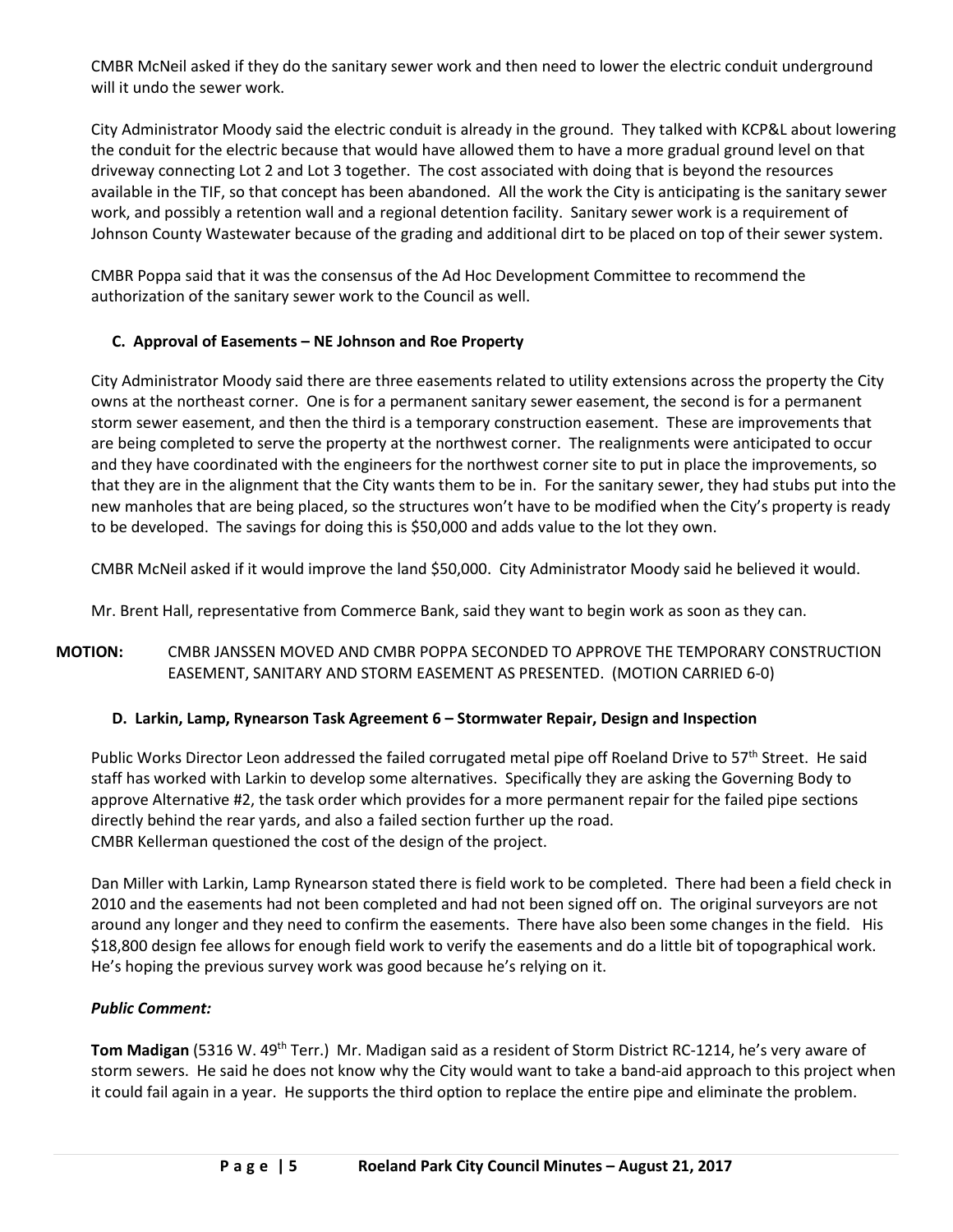CMBR McNeil asked if they do the sanitary sewer work and then need to lower the electric conduit underground will it undo the sewer work.

City Administrator Moody said the electric conduit is already in the ground. They talked with KCP&L about lowering the conduit for the electric because that would have allowed them to have a more gradual ground level on that driveway connecting Lot 2 and Lot 3 together. The cost associated with doing that is beyond the resources available in the TIF, so that concept has been abandoned. All the work the City is anticipating is the sanitary sewer work, and possibly a retention wall and a regional detention facility. Sanitary sewer work is a requirement of Johnson County Wastewater because of the grading and additional dirt to be placed on top of their sewer system.

CMBR Poppa said that it was the consensus of the Ad Hoc Development Committee to recommend the authorization of the sanitary sewer work to the Council as well.

**C. Approval of Easements – NE Johnson and Roe Property**

City Administrator Moody said there are three easements related to utility extensions across the property the City owns at the northeast corner. One is for a permanent sanitary sewer easement, the second is for a permanent storm sewer easement, and then the third is a temporary construction easement. These are improvements that are being completed to serve the property at the northwest corner. The realignments were anticipated to occur and they have coordinated with the engineers for the northwest corner site to put in place the improvements, so that they are in the alignment that the City wants them to be in. For the sanitary sewer, they had stubs put into the new manholes that are being placed, so the structures won't have to be modified when the City's property is ready to be developed. The savings for doing this is $50,000 and adds value to the lot they own.

CMBR McNeil asked if it would improve the land $50,000. City Administrator Moody said he believed it would.

Mr. Brent Hall, representative from Commerce Bank, said they want to begin work as soon as they can.

**MOTION:** CMBR JANSSEN MOVED AND CMBR POPPA SECONDED TO APPROVE THE TEMPORARY CONSTRUCTION EASEMENT, SANITARY AND STORM EASEMENT AS PRESENTED. (MOTION CARRIED 6-0)

**D. Larkin, Lamp, Rynearson Task Agreement 6 – Stormwater Repair, Design and Inspection**

Public Works Director Leon addressed the failed corrugated metal pipe off Roeland Drive to 57th Street. He said staff has worked with Larkin to develop some alternatives. Specifically they are asking the Governing Body to approve Alternative #2, the task order which provides for a more permanent repair for the failed pipe sections directly behind the rear yards, and also a failed section further up the road.
CMBR Kellerman questioned the cost of the design of the project.

Dan Miller with Larkin, Lamp Rynearson stated there is field work to be completed. There had been a field check in 2010 and the easements had not been completed and had not been signed off on. The original surveyors are not around any longer and they need to confirm the easements. There have also been some changes in the field. His $18,800 design fee allows for enough field work to verify the easements and do a little bit of topographical work. He's hoping the previous survey work was good because he's relying on it.

***Public Comment:***

**Tom Madigan** (5316 W. 49th Terr.) Mr. Madigan said as a resident of Storm District RC-1214, he's very aware of storm sewers. He said he does not know why the City would want to take a band-aid approach to this project when it could fail again in a year. He supports the third option to replace the entire pipe and eliminate the problem.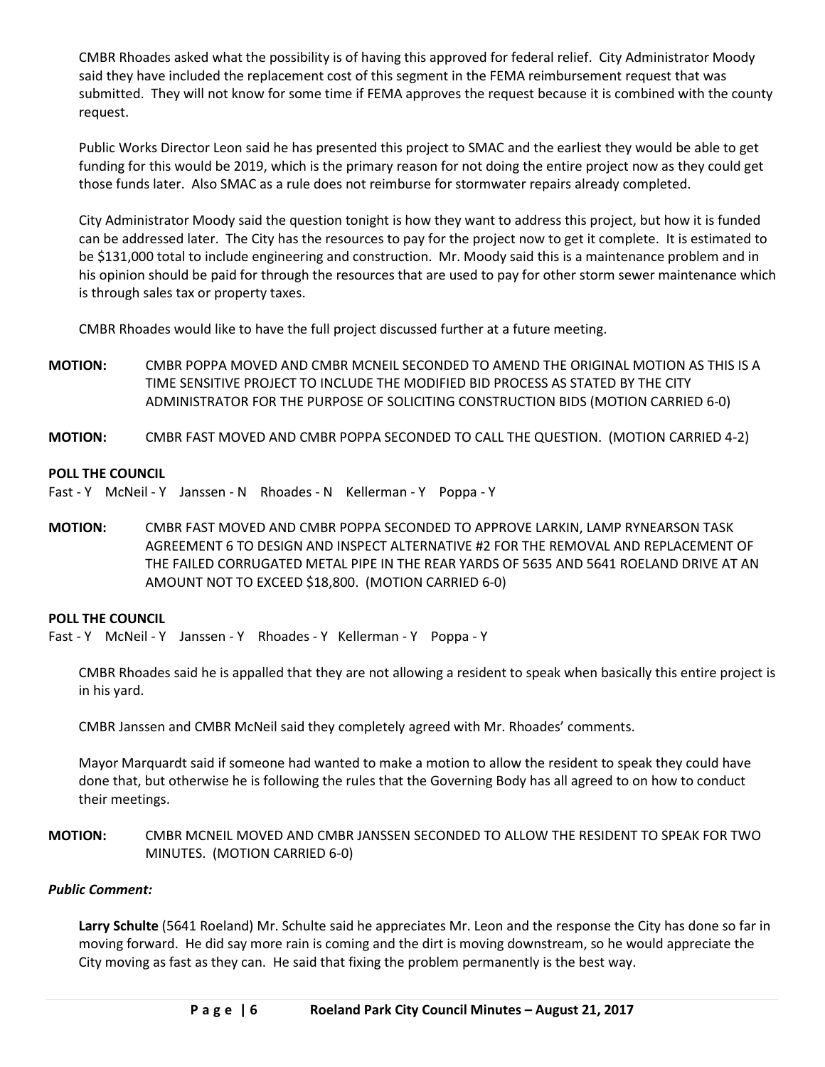CMBR Rhoades asked what the possibility is of having this approved for federal relief. City Administrator Moody said they have included the replacement cost of this segment in the FEMA reimbursement request that was submitted. They will not know for some time if FEMA approves the request because it is combined with the county request.

Public Works Director Leon said he has presented this project to SMAC and the earliest they would be able to get funding for this would be 2019, which is the primary reason for not doing the entire project now as they could get those funds later. Also SMAC as a rule does not reimburse for stormwater repairs already completed.

City Administrator Moody said the question tonight is how they want to address this project, but how it is funded can be addressed later. The City has the resources to pay for the project now to get it complete. It is estimated to be $131,000 total to include engineering and construction. Mr. Moody said this is a maintenance problem and in his opinion should be paid for through the resources that are used to pay for other storm sewer maintenance which is through sales tax or property taxes.

CMBR Rhoades would like to have the full project discussed further at a future meeting.

**MOTION:** CMBR POPPA MOVED AND CMBR MCNEIL SECONDED TO AMEND THE ORIGINAL MOTION AS THIS IS A TIME SENSITIVE PROJECT TO INCLUDE THE MODIFIED BID PROCESS AS STATED BY THE CITY ADMINISTRATOR FOR THE PURPOSE OF SOLICITING CONSTRUCTION BIDS (MOTION CARRIED 6-0)

**MOTION:** CMBR FAST MOVED AND CMBR POPPA SECONDED TO CALL THE QUESTION. (MOTION CARRIED 4-2)

**POLL THE COUNCIL**

Fast - Y McNeil - Y Janssen - N Rhoades - N Kellerman - Y Poppa - Y

**MOTION:** CMBR FAST MOVED AND CMBR POPPA SECONDED TO APPROVE LARKIN, LAMP RYNEARSON TASK AGREEMENT 6 TO DESIGN AND INSPECT ALTERNATIVE #2 FOR THE REMOVAL AND REPLACEMENT OF THE FAILED CORRUGATED METAL PIPE IN THE REAR YARDS OF 5635 AND 5641 ROELAND DRIVE AT AN AMOUNT NOT TO EXCEED $18,800. (MOTION CARRIED 6-0)

**POLL THE COUNCIL**

Fast - Y McNeil - Y Janssen - Y Rhoades - Y Kellerman - Y Poppa - Y

CMBR Rhoades said he is appalled that they are not allowing a resident to speak when basically this entire project is in his yard.

CMBR Janssen and CMBR McNeil said they completely agreed with Mr. Rhoades' comments.

Mayor Marquardt said if someone had wanted to make a motion to allow the resident to speak they could have done that, but otherwise he is following the rules that the Governing Body has all agreed to on how to conduct their meetings.

**MOTION:** CMBR MCNEIL MOVED AND CMBR JANSSEN SECONDED TO ALLOW THE RESIDENT TO SPEAK FOR TWO MINUTES. (MOTION CARRIED 6-0)

***Public Comment:***

**Larry Schulte** (5641 Roeland) Mr. Schulte said he appreciates Mr. Leon and the response the City has done so far in moving forward. He did say more rain is coming and the dirt is moving downstream, so he would appreciate the City moving as fast as they can. He said that fixing the problem permanently is the best way.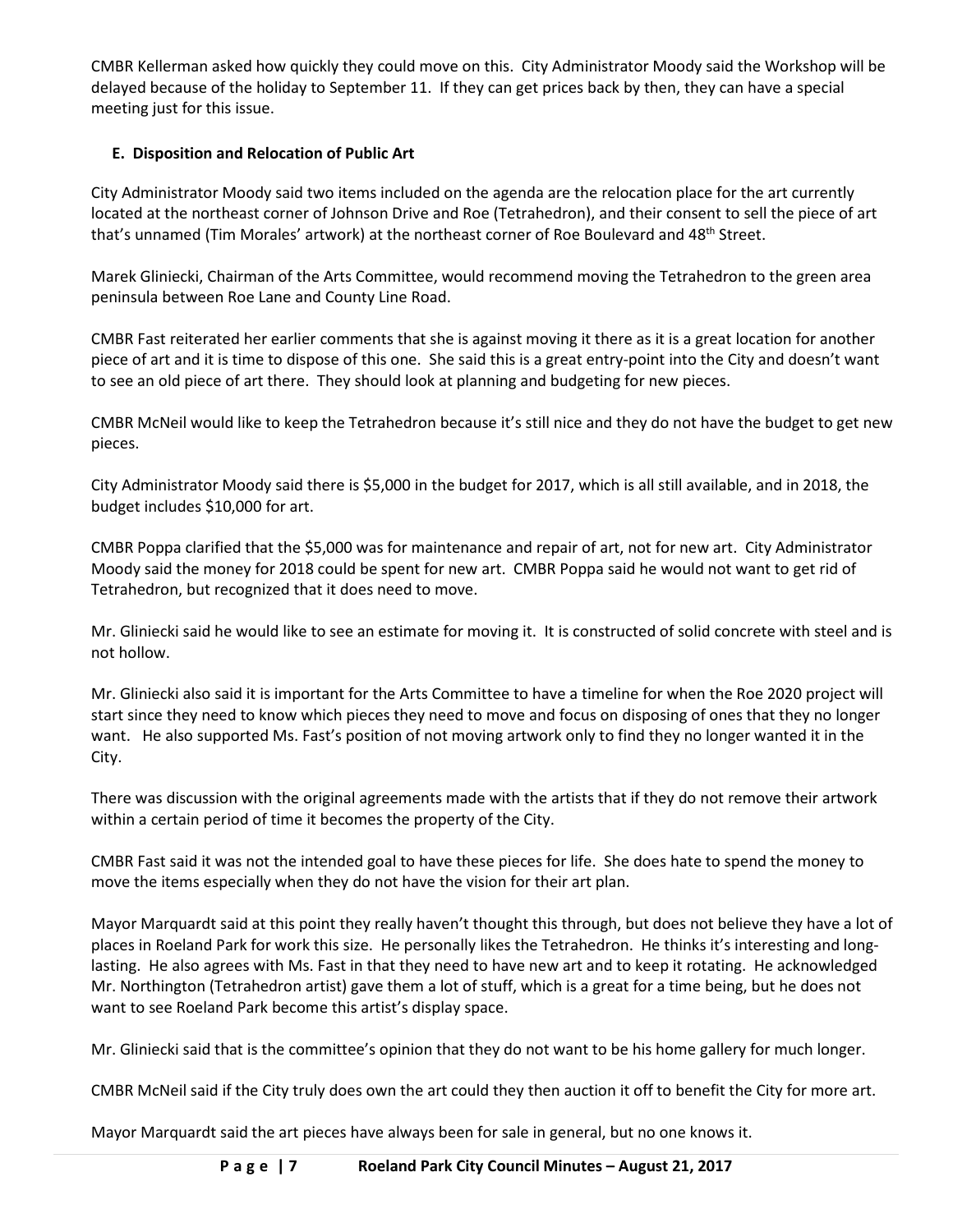CMBR Kellerman asked how quickly they could move on this. City Administrator Moody said the Workshop will be delayed because of the holiday to September 11. If they can get prices back by then, they can have a special meeting just for this issue.

**E. Disposition and Relocation of Public Art**

City Administrator Moody said two items included on the agenda are the relocation place for the art currently located at the northeast corner of Johnson Drive and Roe (Tetrahedron), and their consent to sell the piece of art that's unnamed (Tim Morales' artwork) at the northeast corner of Roe Boulevard and 48th Street.

Marek Gliniecki, Chairman of the Arts Committee, would recommend moving the Tetrahedron to the green area peninsula between Roe Lane and County Line Road.

CMBR Fast reiterated her earlier comments that she is against moving it there as it is a great location for another piece of art and it is time to dispose of this one. She said this is a great entry-point into the City and doesn't want to see an old piece of art there. They should look at planning and budgeting for new pieces.

CMBR McNeil would like to keep the Tetrahedron because it's still nice and they do not have the budget to get new pieces.

City Administrator Moody said there is $5,000 in the budget for 2017, which is all still available, and in 2018, the budget includes $10,000 for art.

CMBR Poppa clarified that the $5,000 was for maintenance and repair of art, not for new art. City Administrator Moody said the money for 2018 could be spent for new art. CMBR Poppa said he would not want to get rid of Tetrahedron, but recognized that it does need to move.

Mr. Gliniecki said he would like to see an estimate for moving it. It is constructed of solid concrete with steel and is not hollow.

Mr. Gliniecki also said it is important for the Arts Committee to have a timeline for when the Roe 2020 project will start since they need to know which pieces they need to move and focus on disposing of ones that they no longer want. He also supported Ms. Fast's position of not moving artwork only to find they no longer wanted it in the City.

There was discussion with the original agreements made with the artists that if they do not remove their artwork within a certain period of time it becomes the property of the City.

CMBR Fast said it was not the intended goal to have these pieces for life. She does hate to spend the money to move the items especially when they do not have the vision for their art plan.

Mayor Marquardt said at this point they really haven't thought this through, but does not believe they have a lot of places in Roeland Park for work this size. He personally likes the Tetrahedron. He thinks it's interesting and long-lasting. He also agrees with Ms. Fast in that they need to have new art and to keep it rotating. He acknowledged Mr. Northington (Tetrahedron artist) gave them a lot of stuff, which is a great for a time being, but he does not want to see Roeland Park become this artist's display space.

Mr. Gliniecki said that is the committee's opinion that they do not want to be his home gallery for much longer.

CMBR McNeil said if the City truly does own the art could they then auction it off to benefit the City for more art.

Mayor Marquardt said the art pieces have always been for sale in general, but no one knows it.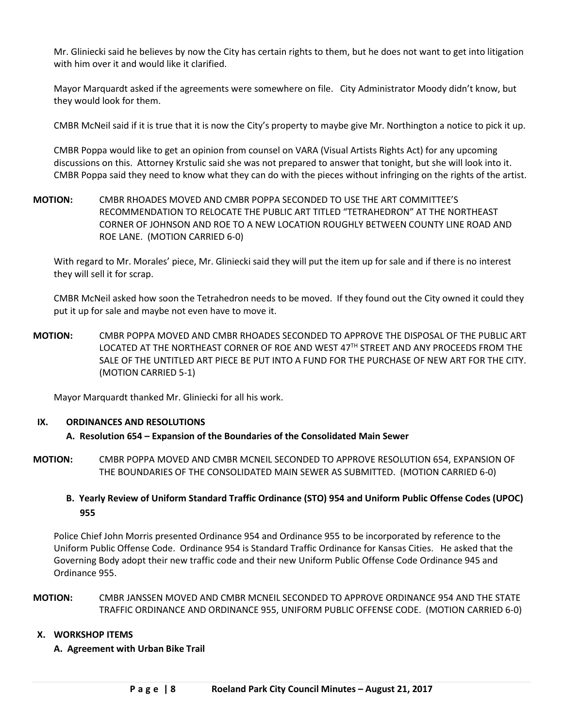Mr. Gliniecki said he believes by now the City has certain rights to them, but he does not want to get into litigation with him over it and would like it clarified.

Mayor Marquardt asked if the agreements were somewhere on file. City Administrator Moody didn't know, but they would look for them.

CMBR McNeil said if it is true that it is now the City's property to maybe give Mr. Northington a notice to pick it up.

CMBR Poppa would like to get an opinion from counsel on VARA (Visual Artists Rights Act) for any upcoming discussions on this. Attorney Krstulic said she was not prepared to answer that tonight, but she will look into it. CMBR Poppa said they need to know what they can do with the pieces without infringing on the rights of the artist.

**MOTION:** CMBR RHOADES MOVED AND CMBR POPPA SECONDED TO USE THE ART COMMITTEE'S RECOMMENDATION TO RELOCATE THE PUBLIC ART TITLED "TETRAHEDRON" AT THE NORTHEAST CORNER OF JOHNSON AND ROE TO A NEW LOCATION ROUGHLY BETWEEN COUNTY LINE ROAD AND ROE LANE. (MOTION CARRIED 6-0)

With regard to Mr. Morales' piece, Mr. Gliniecki said they will put the item up for sale and if there is no interest they will sell it for scrap.

CMBR McNeil asked how soon the Tetrahedron needs to be moved. If they found out the City owned it could they put it up for sale and maybe not even have to move it.

**MOTION:** CMBR POPPA MOVED AND CMBR RHOADES SECONDED TO APPROVE THE DISPOSAL OF THE PUBLIC ART LOCATED AT THE NORTHEAST CORNER OF ROE AND WEST 47TH STREET AND ANY PROCEEDS FROM THE SALE OF THE UNTITLED ART PIECE BE PUT INTO A FUND FOR THE PURCHASE OF NEW ART FOR THE CITY. (MOTION CARRIED 5-1)

Mayor Marquardt thanked Mr. Gliniecki for all his work.

## IX. ORDINANCES AND RESOLUTIONS

### A. Resolution 654 – Expansion of the Boundaries of the Consolidated Main Sewer

**MOTION:** CMBR POPPA MOVED AND CMBR MCNEIL SECONDED TO APPROVE RESOLUTION 654, EXPANSION OF THE BOUNDARIES OF THE CONSOLIDATED MAIN SEWER AS SUBMITTED. (MOTION CARRIED 6-0)

### B. Yearly Review of Uniform Standard Traffic Ordinance (STO) 954 and Uniform Public Offense Codes (UPOC) 955

Police Chief John Morris presented Ordinance 954 and Ordinance 955 to be incorporated by reference to the Uniform Public Offense Code. Ordinance 954 is Standard Traffic Ordinance for Kansas Cities. He asked that the Governing Body adopt their new traffic code and their new Uniform Public Offense Code Ordinance 945 and Ordinance 955.

**MOTION:** CMBR JANSSEN MOVED AND CMBR MCNEIL SECONDED TO APPROVE ORDINANCE 954 AND THE STATE TRAFFIC ORDINANCE AND ORDINANCE 955, UNIFORM PUBLIC OFFENSE CODE. (MOTION CARRIED 6-0)

## X. WORKSHOP ITEMS

### A. Agreement with Urban Bike Trail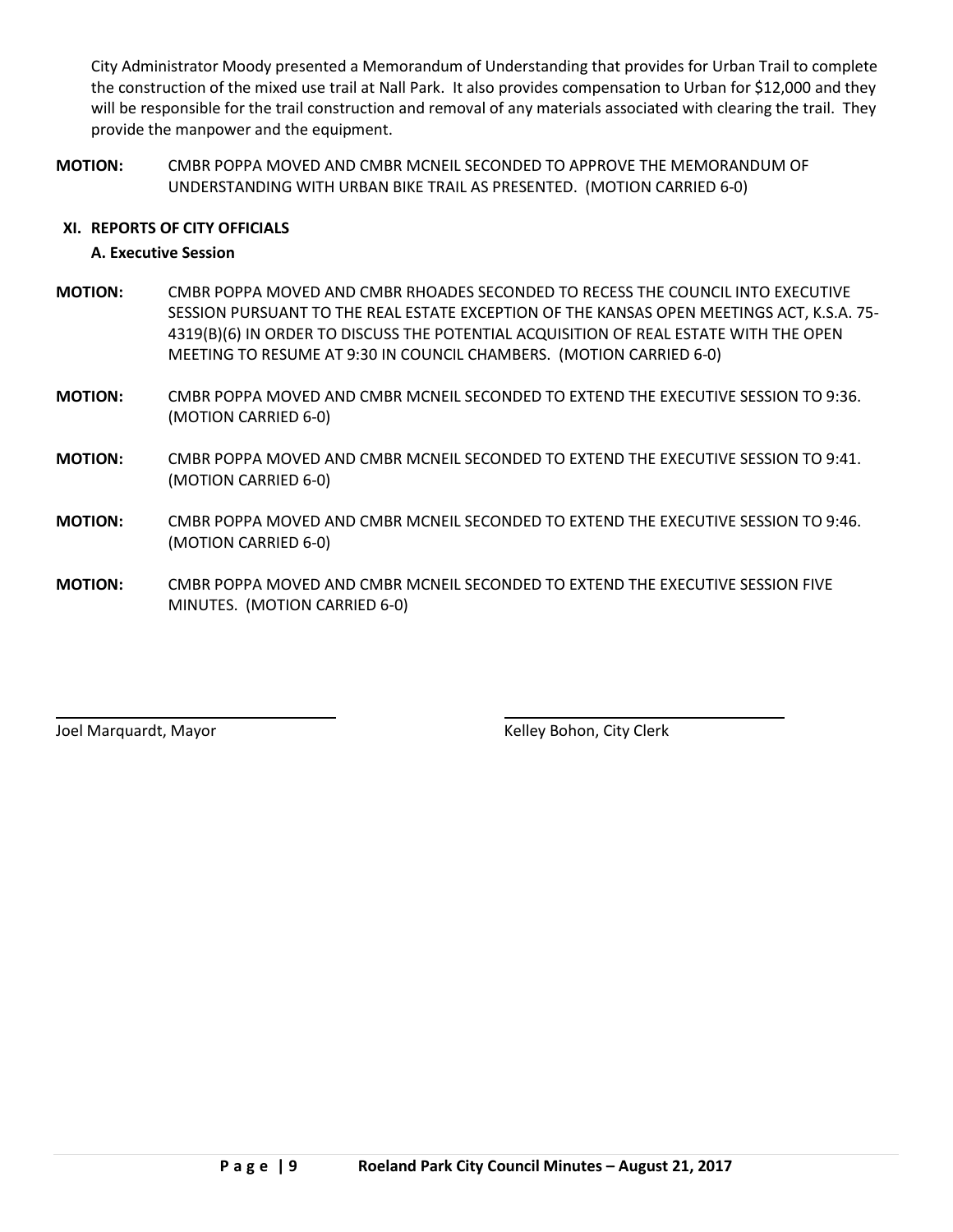City Administrator Moody presented a Memorandum of Understanding that provides for Urban Trail to complete the construction of the mixed use trail at Nall Park. It also provides compensation to Urban for $12,000 and they will be responsible for the trail construction and removal of any materials associated with clearing the trail. They provide the manpower and the equipment.

**MOTION:** CMBR POPPA MOVED AND CMBR MCNEIL SECONDED TO APPROVE THE MEMORANDUM OF UNDERSTANDING WITH URBAN BIKE TRAIL AS PRESENTED. (MOTION CARRIED 6-0)

## XI. REPORTS OF CITY OFFICIALS

### A. Executive Session

**MOTION:** CMBR POPPA MOVED AND CMBR RHOADES SECONDED TO RECESS THE COUNCIL INTO EXECUTIVE SESSION PURSUANT TO THE REAL ESTATE EXCEPTION OF THE KANSAS OPEN MEETINGS ACT, K.S.A. 75-4319(B)(6) IN ORDER TO DISCUSS THE POTENTIAL ACQUISITION OF REAL ESTATE WITH THE OPEN MEETING TO RESUME AT 9:30 IN COUNCIL CHAMBERS. (MOTION CARRIED 6-0)

**MOTION:** CMBR POPPA MOVED AND CMBR MCNEIL SECONDED TO EXTEND THE EXECUTIVE SESSION TO 9:36. (MOTION CARRIED 6-0)

**MOTION:** CMBR POPPA MOVED AND CMBR MCNEIL SECONDED TO EXTEND THE EXECUTIVE SESSION TO 9:41. (MOTION CARRIED 6-0)

**MOTION:** CMBR POPPA MOVED AND CMBR MCNEIL SECONDED TO EXTEND THE EXECUTIVE SESSION TO 9:46. (MOTION CARRIED 6-0)

**MOTION:** CMBR POPPA MOVED AND CMBR MCNEIL SECONDED TO EXTEND THE EXECUTIVE SESSION FIVE MINUTES. (MOTION CARRIED 6-0)

Joel Marquardt, Mayor

Kelley Bohon, City Clerk